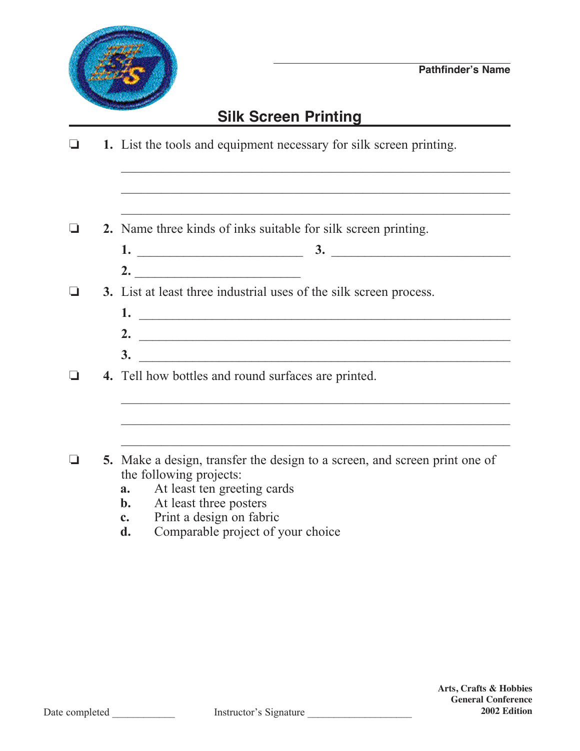Pathfinder's Name ______________________

# Silk Screen Printing

❏ **1.** List the tools and equipment necessary for silk screen printing.

_______________________________________________

_______________________________________________

_______________________________________________

❏ **2.** Name three kinds of inks suitable for silk screen printing.

**1.** ____________________ **3.** ____________________

**2.** ____________________

❏ **3.** List at least three industrial uses of the silk screen process.

**1.** _______________________________________________

**2.** _______________________________________________

**3.** _______________________________________________

❏ **4.** Tell how bottles and round surfaces are printed.

_______________________________________________

_______________________________________________

_______________________________________________

❏ **5.** Make a design, transfer the design to a screen, and screen print one of the following projects:

- **a.** At least ten greeting cards
- **b.** At least three posters
- **c.** Print a design on fabric
- **d.** Comparable project of your choice

Date completed ____________ Instructor's Signature ____________________

**Arts, Crafts & Hobbies**
**General Conference**
**2002 Edition**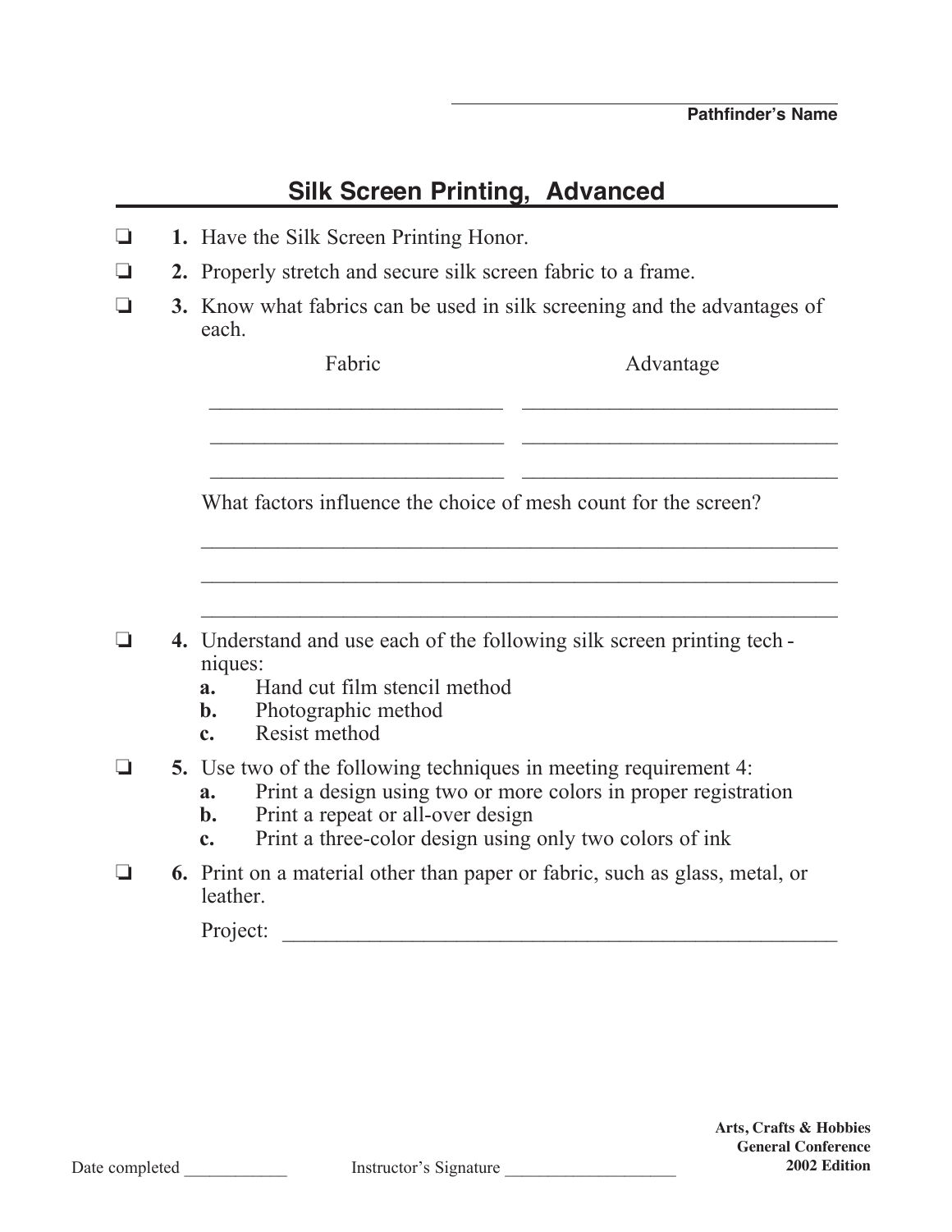Pathfinder's Name

# Silk Screen Printing, Advanced

❏ **1.** Have the Silk Screen Printing Honor.

❏ **2.** Properly stretch and secure silk screen fabric to a frame.

❏ **3.** Know what fabrics can be used in silk screening and the advantages of each.

| Fabric | Advantage |
| --- | --- |
| | |
| | |
| | |

What factors influence the choice of mesh count for the screen?

________________________________________

________________________________________

________________________________________

❏ **4.** Understand and use each of the following silk screen printing techniques:

- **a.** Hand cut film stencil method
- **b.** Photographic method
- **c.** Resist method

❏ **5.** Use two of the following techniques in meeting requirement 4:

- **a.** Print a design using two or more colors in proper registration
- **b.** Print a repeat or all-over design
- **c.** Print a three-color design using only two colors of ink

❏ **6.** Print on a material other than paper or fabric, such as glass, metal, or leather.

Project: ________________________________________

Date completed ____________ Instructor's Signature ____________________

**Arts, Crafts & Hobbies**
**General Conference**
**2002 Edition**